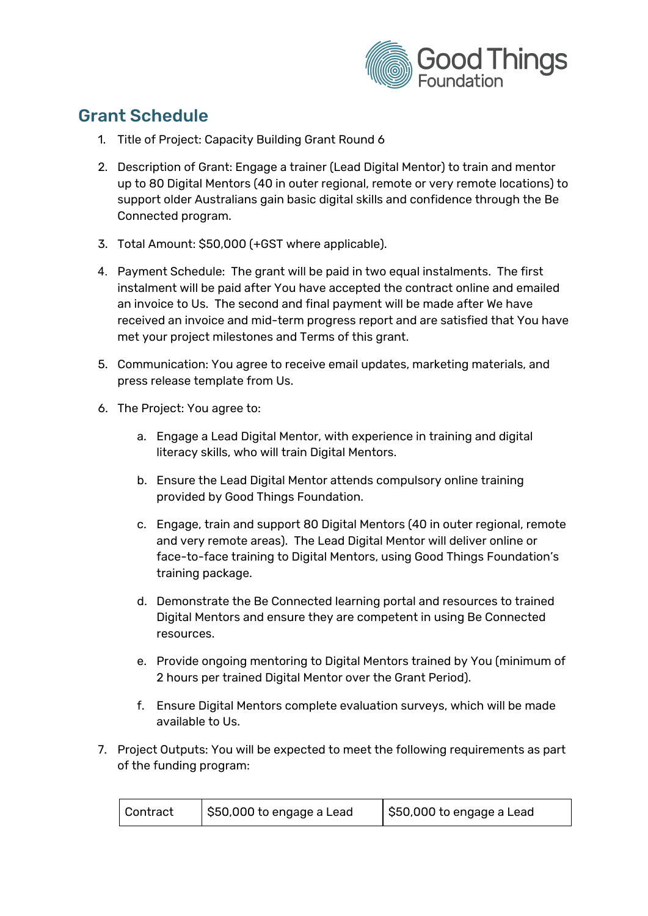Good Things Foundation

## Grant Schedule

1. Title of Project: Capacity Building Grant Round 6

2. Description of Grant: Engage a trainer (Lead Digital Mentor) to train and mentor up to 80 Digital Mentors (40 in outer regional, remote or very remote locations) to support older Australians gain basic digital skills and confidence through the Be Connected program.

3. Total Amount: $50,000 (+GST where applicable).

4. Payment Schedule: The grant will be paid in two equal instalments. The first instalment will be paid after You have accepted the contract online and emailed an invoice to Us. The second and final payment will be made after We have received an invoice and mid-term progress report and are satisfied that You have met your project milestones and Terms of this grant.

5. Communication: You agree to receive email updates, marketing materials, and press release template from Us.

6. The Project: You agree to:

    a. Engage a Lead Digital Mentor, with experience in training and digital literacy skills, who will train Digital Mentors.

    b. Ensure the Lead Digital Mentor attends compulsory online training provided by Good Things Foundation.

    c. Engage, train and support 80 Digital Mentors (40 in outer regional, remote and very remote areas). The Lead Digital Mentor will deliver online or face-to-face training to Digital Mentors, using Good Things Foundation's training package.

    d. Demonstrate the Be Connected learning portal and resources to trained Digital Mentors and ensure they are competent in using Be Connected resources.

    e. Provide ongoing mentoring to Digital Mentors trained by You (minimum of 2 hours per trained Digital Mentor over the Grant Period).

    f. Ensure Digital Mentors complete evaluation surveys, which will be made available to Us.

7. Project Outputs: You will be expected to meet the following requirements as part of the funding program:

| Contract | $50,000 to engage a Lead | $50,000 to engage a Lead |
|---|---|---|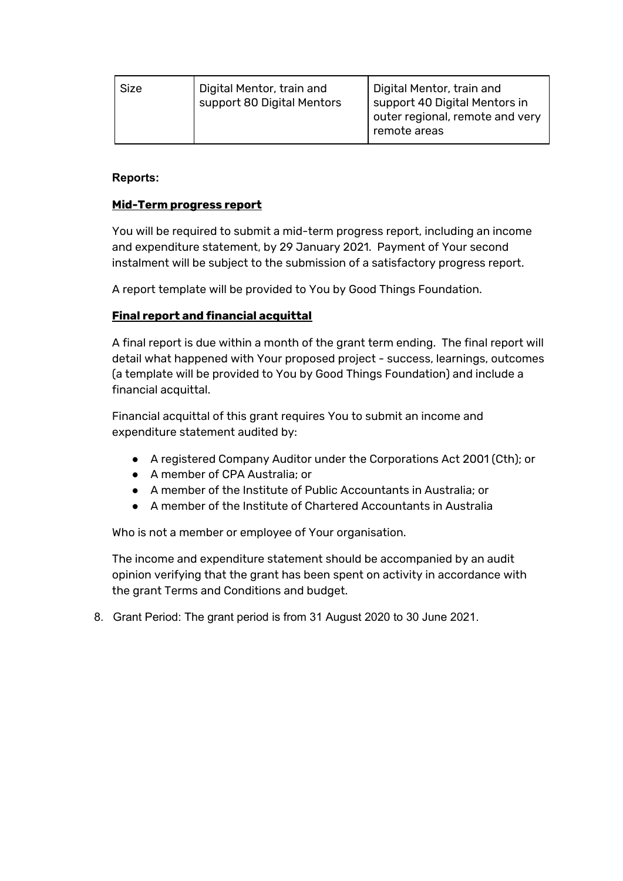| Size | Digital Mentor, train and support 80 Digital Mentors | Digital Mentor, train and support 40 Digital Mentors in outer regional, remote and very remote areas |
|---|---|---|

**Reports:**

**Mid-Term progress report**

You will be required to submit a mid-term progress report, including an income and expenditure statement, by 29 January 2021. Payment of Your second instalment will be subject to the submission of a satisfactory progress report.

A report template will be provided to You by Good Things Foundation.

**Final report and financial acquittal**

A final report is due within a month of the grant term ending. The final report will detail what happened with Your proposed project - success, learnings, outcomes (a template will be provided to You by Good Things Foundation) and include a financial acquittal.

Financial acquittal of this grant requires You to submit an income and expenditure statement audited by:

- A registered Company Auditor under the Corporations Act 2001 (Cth); or
- A member of CPA Australia; or
- A member of the Institute of Public Accountants in Australia; or
- A member of the Institute of Chartered Accountants in Australia

Who is not a member or employee of Your organisation.

The income and expenditure statement should be accompanied by an audit opinion verifying that the grant has been spent on activity in accordance with the grant Terms and Conditions and budget.

8. Grant Period: The grant period is from 31 August 2020 to 30 June 2021.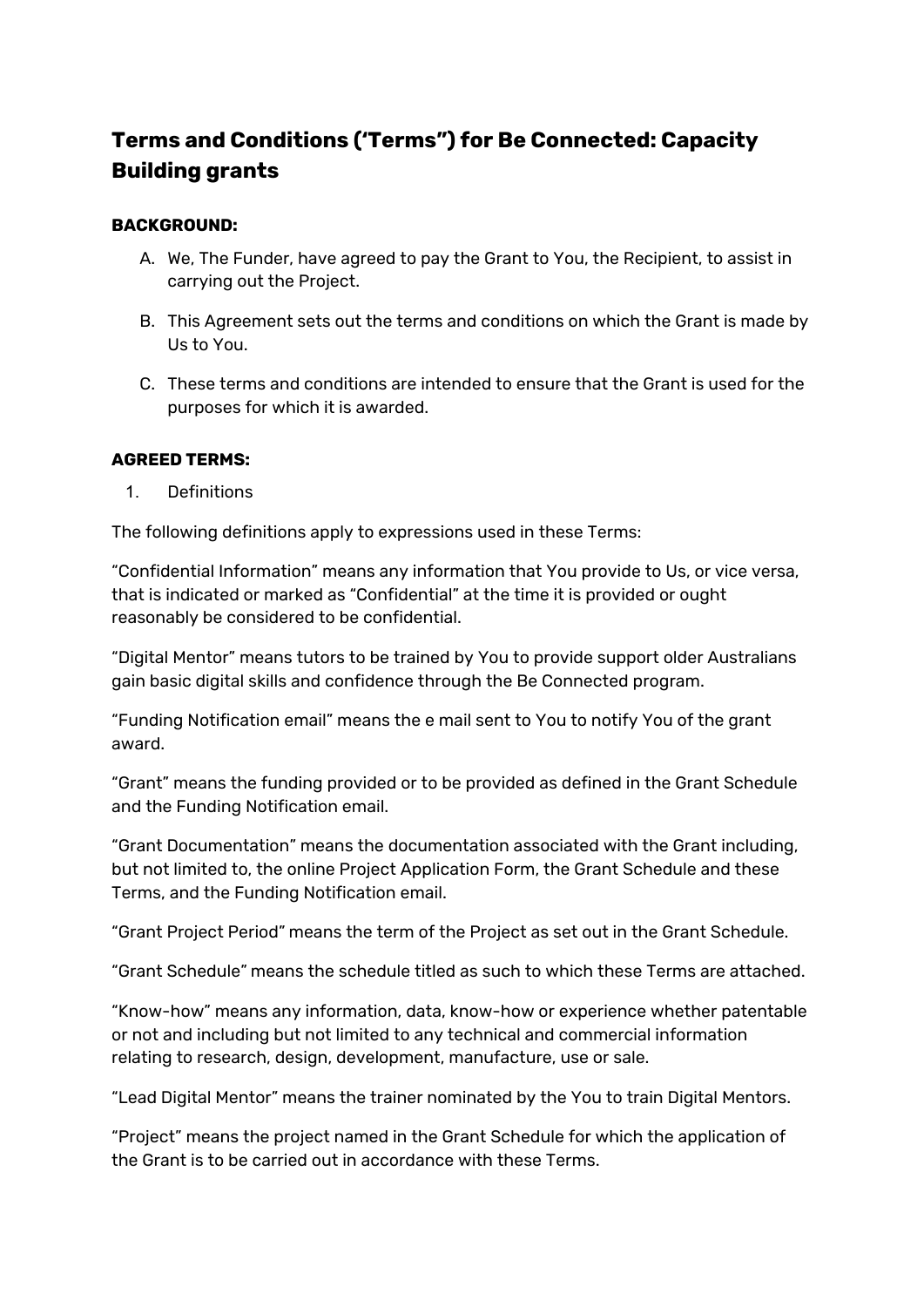## Terms and Conditions ('Terms") for Be Connected: Capacity Building grants

**BACKGROUND:**

A. We, The Funder, have agreed to pay the Grant to You, the Recipient, to assist in carrying out the Project.

B. This Agreement sets out the terms and conditions on which the Grant is made by Us to You.

C. These terms and conditions are intended to ensure that the Grant is used for the purposes for which it is awarded.

**AGREED TERMS:**

1. Definitions

The following definitions apply to expressions used in these Terms:

"Confidential Information" means any information that You provide to Us, or vice versa, that is indicated or marked as "Confidential" at the time it is provided or ought reasonably be considered to be confidential.

"Digital Mentor" means tutors to be trained by You to provide support older Australians gain basic digital skills and confidence through the Be Connected program.

"Funding Notification email" means the e mail sent to You to notify You of the grant award.

"Grant" means the funding provided or to be provided as defined in the Grant Schedule and the Funding Notification email.

"Grant Documentation" means the documentation associated with the Grant including, but not limited to, the online Project Application Form, the Grant Schedule and these Terms, and the Funding Notification email.

"Grant Project Period" means the term of the Project as set out in the Grant Schedule.

"Grant Schedule" means the schedule titled as such to which these Terms are attached.

"Know-how" means any information, data, know-how or experience whether patentable or not and including but not limited to any technical and commercial information relating to research, design, development, manufacture, use or sale.

"Lead Digital Mentor" means the trainer nominated by the You to train Digital Mentors.

"Project" means the project named in the Grant Schedule for which the application of the Grant is to be carried out in accordance with these Terms.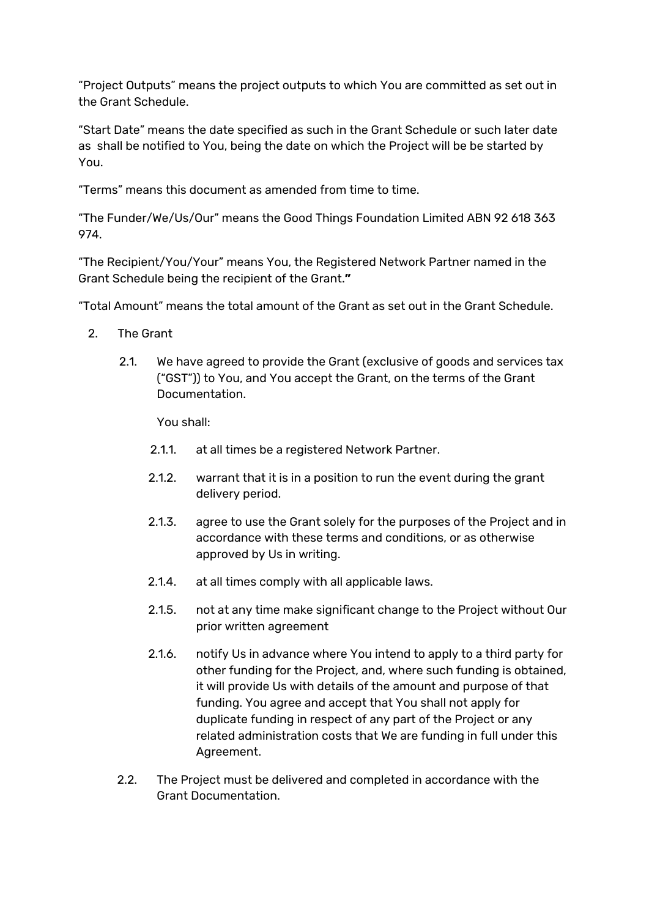“Project Outputs” means the project outputs to which You are committed as set out in the Grant Schedule.

“Start Date” means the date specified as such in the Grant Schedule or such later date as shall be notified to You, being the date on which the Project will be be started by You.

“Terms” means this document as amended from time to time.

“The Funder/We/Us/Our” means the Good Things Foundation Limited ABN 92 618 363 974.

“The Recipient/You/Your” means You, the Registered Network Partner named in the Grant Schedule being the recipient of the Grant.**”**

“Total Amount” means the total amount of the Grant as set out in the Grant Schedule.

2. The Grant

   2.1. We have agreed to provide the Grant (exclusive of goods and services tax (“GST”)) to You, and You accept the Grant, on the terms of the Grant Documentation.

   You shall:

   2.1.1. at all times be a registered Network Partner.

   2.1.2. warrant that it is in a position to run the event during the grant delivery period.

   2.1.3. agree to use the Grant solely for the purposes of the Project and in accordance with these terms and conditions, or as otherwise approved by Us in writing.

   2.1.4. at all times comply with all applicable laws.

   2.1.5. not at any time make significant change to the Project without Our prior written agreement

   2.1.6. notify Us in advance where You intend to apply to a third party for other funding for the Project, and, where such funding is obtained, it will provide Us with details of the amount and purpose of that funding. You agree and accept that You shall not apply for duplicate funding in respect of any part of the Project or any related administration costs that We are funding in full under this Agreement.

   2.2. The Project must be delivered and completed in accordance with the Grant Documentation.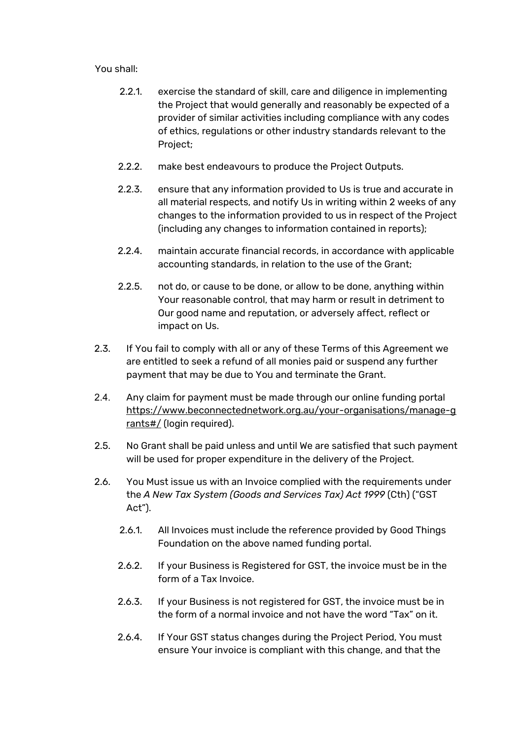You shall:

2.2.1. exercise the standard of skill, care and diligence in implementing the Project that would generally and reasonably be expected of a provider of similar activities including compliance with any codes of ethics, regulations or other industry standards relevant to the Project;

2.2.2. make best endeavours to produce the Project Outputs.

2.2.3. ensure that any information provided to Us is true and accurate in all material respects, and notify Us in writing within 2 weeks of any changes to the information provided to us in respect of the Project (including any changes to information contained in reports);

2.2.4. maintain accurate financial records, in accordance with applicable accounting standards, in relation to the use of the Grant;

2.2.5. not do, or cause to be done, or allow to be done, anything within Your reasonable control, that may harm or result in detriment to Our good name and reputation, or adversely affect, reflect or impact on Us.

2.3. If You fail to comply with all or any of these Terms of this Agreement we are entitled to seek a refund of all monies paid or suspend any further payment that may be due to You and terminate the Grant.

2.4. Any claim for payment must be made through our online funding portal https://www.beconnectednetwork.org.au/your-organisations/manage-grants#/ (login required).

2.5. No Grant shall be paid unless and until We are satisfied that such payment will be used for proper expenditure in the delivery of the Project.

2.6. You Must issue us with an Invoice complied with the requirements under the *A New Tax System (Goods and Services Tax) Act 1999* (Cth) ("GST Act").

2.6.1. All Invoices must include the reference provided by Good Things Foundation on the above named funding portal.

2.6.2. If your Business is Registered for GST, the invoice must be in the form of a Tax Invoice.

2.6.3. If your Business is not registered for GST, the invoice must be in the form of a normal invoice and not have the word "Tax" on it.

2.6.4. If Your GST status changes during the Project Period, You must ensure Your invoice is compliant with this change, and that the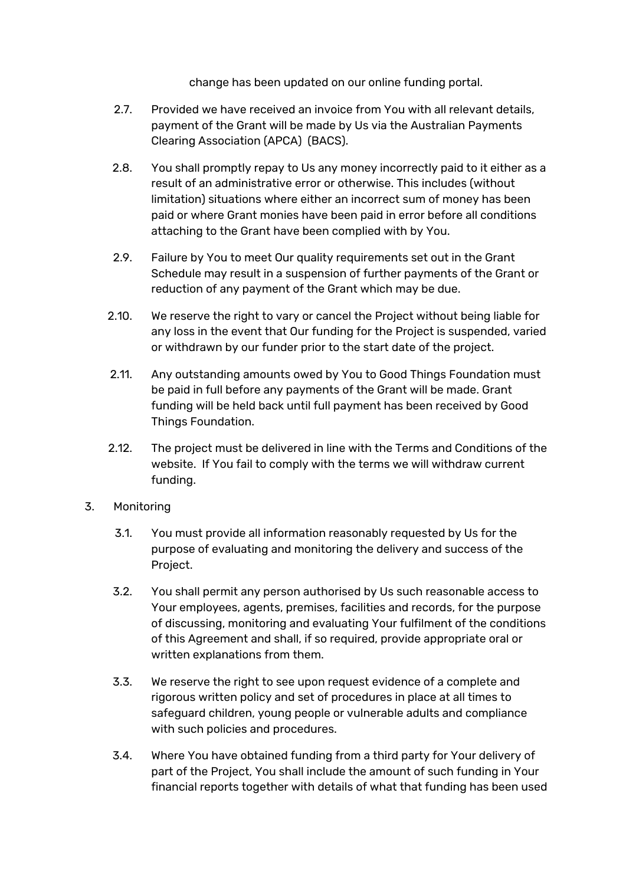change has been updated on our online funding portal.

2.7. Provided we have received an invoice from You with all relevant details, payment of the Grant will be made by Us via the Australian Payments Clearing Association (APCA) (BACS).

2.8. You shall promptly repay to Us any money incorrectly paid to it either as a result of an administrative error or otherwise. This includes (without limitation) situations where either an incorrect sum of money has been paid or where Grant monies have been paid in error before all conditions attaching to the Grant have been complied with by You.

2.9. Failure by You to meet Our quality requirements set out in the Grant Schedule may result in a suspension of further payments of the Grant or reduction of any payment of the Grant which may be due.

2.10. We reserve the right to vary or cancel the Project without being liable for any loss in the event that Our funding for the Project is suspended, varied or withdrawn by our funder prior to the start date of the project.

2.11. Any outstanding amounts owed by You to Good Things Foundation must be paid in full before any payments of the Grant will be made. Grant funding will be held back until full payment has been received by Good Things Foundation.

2.12. The project must be delivered in line with the Terms and Conditions of the website. If You fail to comply with the terms we will withdraw current funding.

3. Monitoring

3.1. You must provide all information reasonably requested by Us for the purpose of evaluating and monitoring the delivery and success of the Project.

3.2. You shall permit any person authorised by Us such reasonable access to Your employees, agents, premises, facilities and records, for the purpose of discussing, monitoring and evaluating Your fulfilment of the conditions of this Agreement and shall, if so required, provide appropriate oral or written explanations from them.

3.3. We reserve the right to see upon request evidence of a complete and rigorous written policy and set of procedures in place at all times to safeguard children, young people or vulnerable adults and compliance with such policies and procedures.

3.4. Where You have obtained funding from a third party for Your delivery of part of the Project, You shall include the amount of such funding in Your financial reports together with details of what that funding has been used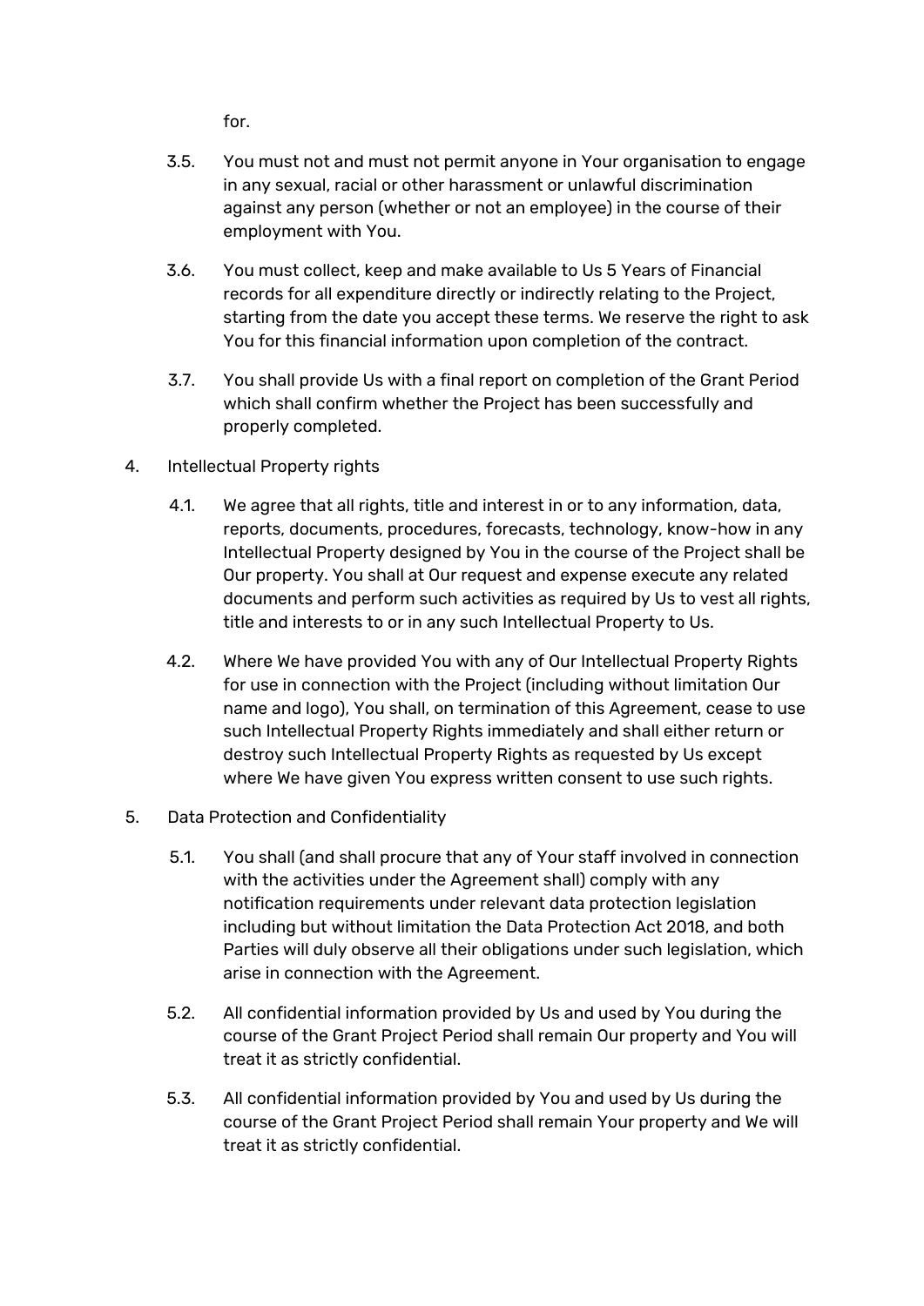for.

3.5. You must not and must not permit anyone in Your organisation to engage in any sexual, racial or other harassment or unlawful discrimination against any person (whether or not an employee) in the course of their employment with You.

3.6. You must collect, keep and make available to Us 5 Years of Financial records for all expenditure directly or indirectly relating to the Project, starting from the date you accept these terms. We reserve the right to ask You for this financial information upon completion of the contract.

3.7. You shall provide Us with a final report on completion of the Grant Period which shall confirm whether the Project has been successfully and properly completed.

4. Intellectual Property rights

4.1. We agree that all rights, title and interest in or to any information, data, reports, documents, procedures, forecasts, technology, know-how in any Intellectual Property designed by You in the course of the Project shall be Our property. You shall at Our request and expense execute any related documents and perform such activities as required by Us to vest all rights, title and interests to or in any such Intellectual Property to Us.

4.2. Where We have provided You with any of Our Intellectual Property Rights for use in connection with the Project (including without limitation Our name and logo), You shall, on termination of this Agreement, cease to use such Intellectual Property Rights immediately and shall either return or destroy such Intellectual Property Rights as requested by Us except where We have given You express written consent to use such rights.

5. Data Protection and Confidentiality

5.1. You shall (and shall procure that any of Your staff involved in connection with the activities under the Agreement shall) comply with any notification requirements under relevant data protection legislation including but without limitation the Data Protection Act 2018, and both Parties will duly observe all their obligations under such legislation, which arise in connection with the Agreement.

5.2. All confidential information provided by Us and used by You during the course of the Grant Project Period shall remain Our property and You will treat it as strictly confidential.

5.3. All confidential information provided by You and used by Us during the course of the Grant Project Period shall remain Your property and We will treat it as strictly confidential.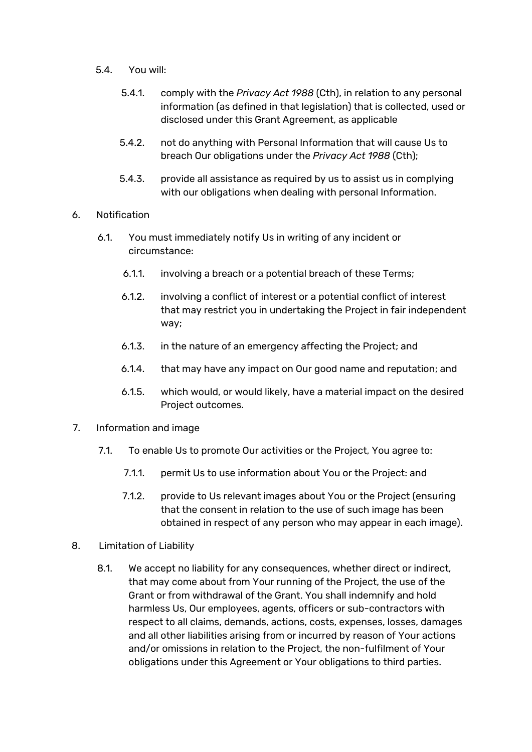5.4. You will:

5.4.1. comply with the *Privacy Act 1988* (Cth), in relation to any personal information (as defined in that legislation) that is collected, used or disclosed under this Grant Agreement, as applicable

5.4.2. not do anything with Personal Information that will cause Us to breach Our obligations under the *Privacy Act 1988* (Cth);

5.4.3. provide all assistance as required by us to assist us in complying with our obligations when dealing with personal Information.

6. Notification

6.1. You must immediately notify Us in writing of any incident or circumstance:

6.1.1. involving a breach or a potential breach of these Terms;

6.1.2. involving a conflict of interest or a potential conflict of interest that may restrict you in undertaking the Project in fair independent way;

6.1.3. in the nature of an emergency affecting the Project; and

6.1.4. that may have any impact on Our good name and reputation; and

6.1.5. which would, or would likely, have a material impact on the desired Project outcomes.

7. Information and image

7.1. To enable Us to promote Our activities or the Project, You agree to:

7.1.1. permit Us to use information about You or the Project: and

7.1.2. provide to Us relevant images about You or the Project (ensuring that the consent in relation to the use of such image has been obtained in respect of any person who may appear in each image).

8. Limitation of Liability

8.1. We accept no liability for any consequences, whether direct or indirect, that may come about from Your running of the Project, the use of the Grant or from withdrawal of the Grant. You shall indemnify and hold harmless Us, Our employees, agents, officers or sub-contractors with respect to all claims, demands, actions, costs, expenses, losses, damages and all other liabilities arising from or incurred by reason of Your actions and/or omissions in relation to the Project, the non-fulfilment of Your obligations under this Agreement or Your obligations to third parties.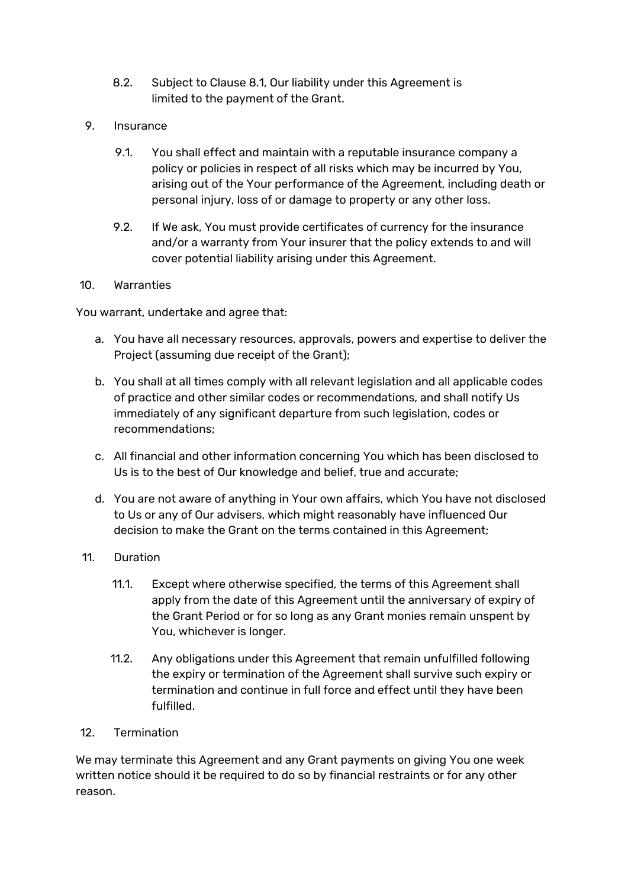8.2. Subject to Clause 8.1, Our liability under this Agreement is limited to the payment of the Grant.

9. Insurance

   9.1. You shall effect and maintain with a reputable insurance company a policy or policies in respect of all risks which may be incurred by You, arising out of the Your performance of the Agreement, including death or personal injury, loss of or damage to property or any other loss.

   9.2. If We ask, You must provide certificates of currency for the insurance and/or a warranty from Your insurer that the policy extends to and will cover potential liability arising under this Agreement.

10. Warranties

You warrant, undertake and agree that:

a. You have all necessary resources, approvals, powers and expertise to deliver the Project (assuming due receipt of the Grant);

b. You shall at all times comply with all relevant legislation and all applicable codes of practice and other similar codes or recommendations, and shall notify Us immediately of any significant departure from such legislation, codes or recommendations;

c. All financial and other information concerning You which has been disclosed to Us is to the best of Our knowledge and belief, true and accurate;

d. You are not aware of anything in Your own affairs, which You have not disclosed to Us or any of Our advisers, which might reasonably have influenced Our decision to make the Grant on the terms contained in this Agreement;

11. Duration

   11.1. Except where otherwise specified, the terms of this Agreement shall apply from the date of this Agreement until the anniversary of expiry of the Grant Period or for so long as any Grant monies remain unspent by You, whichever is longer.

   11.2. Any obligations under this Agreement that remain unfulfilled following the expiry or termination of the Agreement shall survive such expiry or termination and continue in full force and effect until they have been fulfilled.

12. Termination

We may terminate this Agreement and any Grant payments on giving You one week written notice should it be required to do so by financial restraints or for any other reason.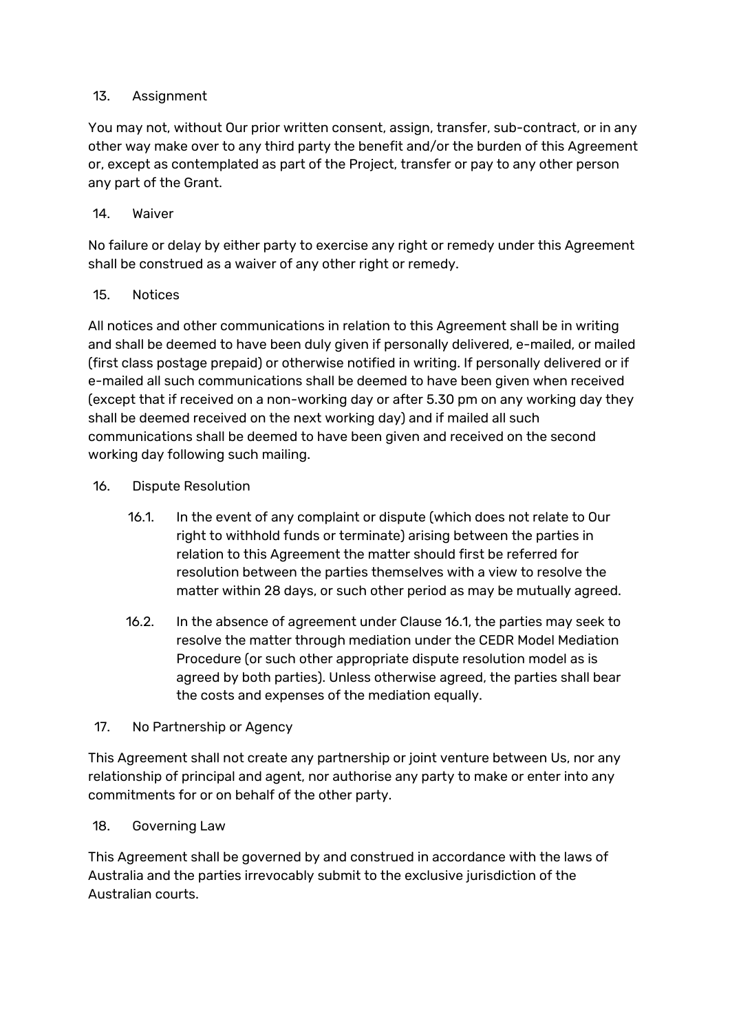## 13. Assignment

You may not, without Our prior written consent, assign, transfer, sub-contract, or in any other way make over to any third party the benefit and/or the burden of this Agreement or, except as contemplated as part of the Project, transfer or pay to any other person any part of the Grant.

## 14. Waiver

No failure or delay by either party to exercise any right or remedy under this Agreement shall be construed as a waiver of any other right or remedy.

## 15. Notices

All notices and other communications in relation to this Agreement shall be in writing and shall be deemed to have been duly given if personally delivered, e-mailed, or mailed (first class postage prepaid) or otherwise notified in writing. If personally delivered or if e-mailed all such communications shall be deemed to have been given when received (except that if received on a non-working day or after 5.30 pm on any working day they shall be deemed received on the next working day) and if mailed all such communications shall be deemed to have been given and received on the second working day following such mailing.

## 16. Dispute Resolution

16.1. In the event of any complaint or dispute (which does not relate to Our right to withhold funds or terminate) arising between the parties in relation to this Agreement the matter should first be referred for resolution between the parties themselves with a view to resolve the matter within 28 days, or such other period as may be mutually agreed.

16.2. In the absence of agreement under Clause 16.1, the parties may seek to resolve the matter through mediation under the CEDR Model Mediation Procedure (or such other appropriate dispute resolution model as is agreed by both parties). Unless otherwise agreed, the parties shall bear the costs and expenses of the mediation equally.

## 17. No Partnership or Agency

This Agreement shall not create any partnership or joint venture between Us, nor any relationship of principal and agent, nor authorise any party to make or enter into any commitments for or on behalf of the other party.

## 18. Governing Law

This Agreement shall be governed by and construed in accordance with the laws of Australia and the parties irrevocably submit to the exclusive jurisdiction of the Australian courts.